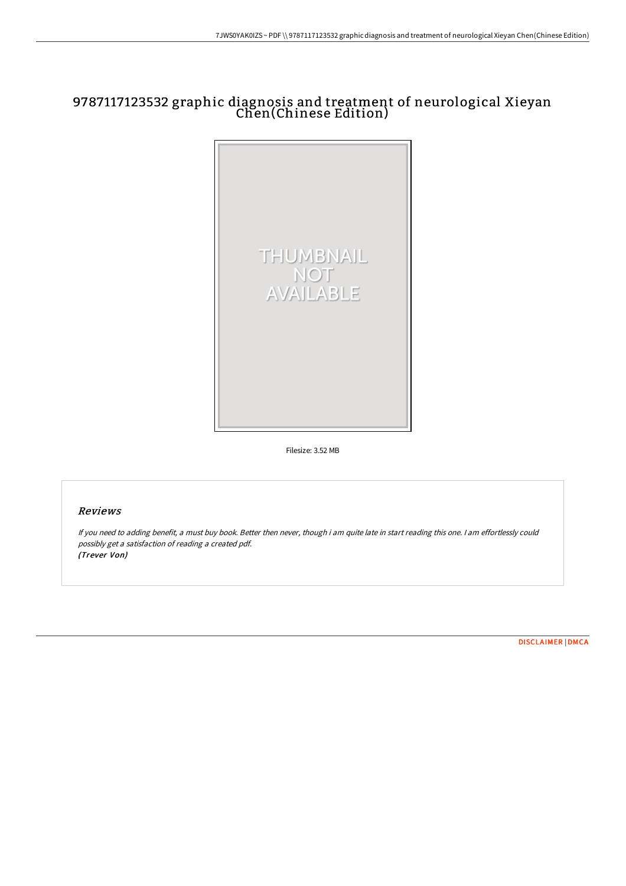# 9787117123532 graphic diagnosis and treatment of neurological Xieyan Chen(Chinese Edition)

Filesize: 3.52 MB

## Reviews

*If you need to adding benefit, a must buy book. Better then never, though i am quite late in start reading this one. I am effortlessly could possibly get a satisfaction of reading a created pdf.*
*(Trever Von)*

DISCLAIMER | DMCA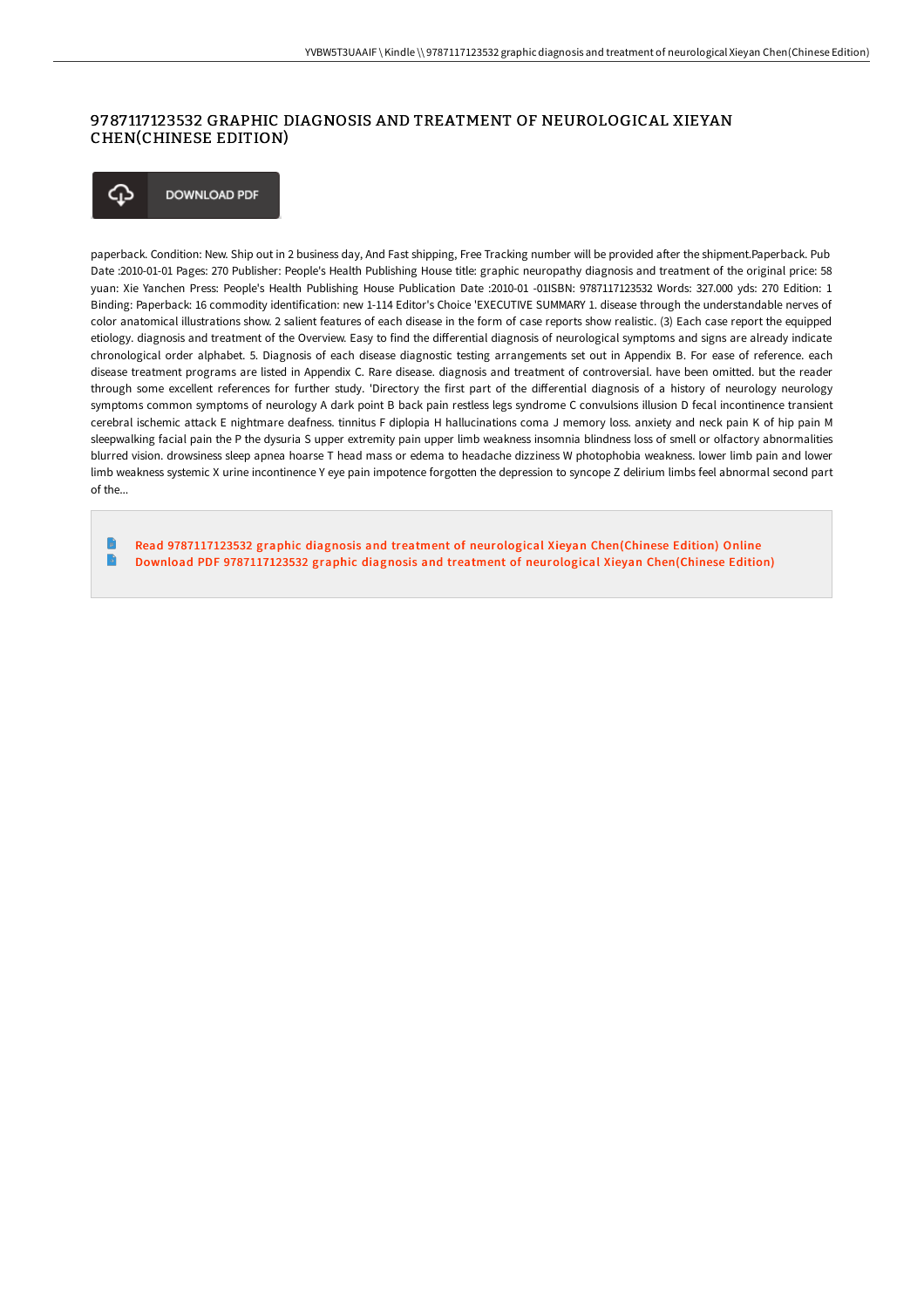# 9787117123532 GRAPHIC DIAGNOSIS AND TREATMENT OF NEUROLOGICAL XIEYAN CHEN(CHINESE EDITION)

DOWNLOAD PDF

paperback. Condition: New. Ship out in 2 business day, And Fast shipping, Free Tracking number will be provided after the shipment.Paperback. Pub Date :2010-01-01 Pages: 270 Publisher: People's Health Publishing House title: graphic neuropathy diagnosis and treatment of the original price: 58 yuan: Xie Yanchen Press: People's Health Publishing House Publication Date :2010-01 -01ISBN: 9787117123532 Words: 327.000 yds: 270 Edition: 1 Binding: Paperback: 16 commodity identification: new 1-114 Editor's Choice 'EXECUTIVE SUMMARY 1. disease through the understandable nerves of color anatomical illustrations show. 2 salient features of each disease in the form of case reports show realistic. (3) Each case report the equipped etiology. diagnosis and treatment of the Overview. Easy to find the differential diagnosis of neurological symptoms and signs are already indicate chronological order alphabet. 5. Diagnosis of each disease diagnostic testing arrangements set out in Appendix B. For ease of reference. each disease treatment programs are listed in Appendix C. Rare disease. diagnosis and treatment of controversial. have been omitted. but the reader through some excellent references for further study. 'Directory the first part of the differential diagnosis of a history of neurology neurology symptoms common symptoms of neurology A dark point B back pain restless legs syndrome C convulsions illusion D fecal incontinence transient cerebral ischemic attack E nightmare deafness. tinnitus F diplopia H hallucinations coma J memory loss. anxiety and neck pain K of hip pain M sleepwalking facial pain the P the dysuria S upper extremity pain upper limb weakness insomnia blindness loss of smell or olfactory abnormalities blurred vision. drowsiness sleep apnea hoarse T head mass or edema to headache dizziness W photophobia weakness. lower limb pain and lower limb weakness systemic X urine incontinence Y eye pain impotence forgotten the depression to syncope Z delirium limbs feel abnormal second part of the...

- Read 9787117123532 graphic diagnosis and treatment of neurological Xieyan Chen(Chinese Edition) Online
- Download PDF 9787117123532 graphic diagnosis and treatment of neurological Xieyan Chen(Chinese Edition)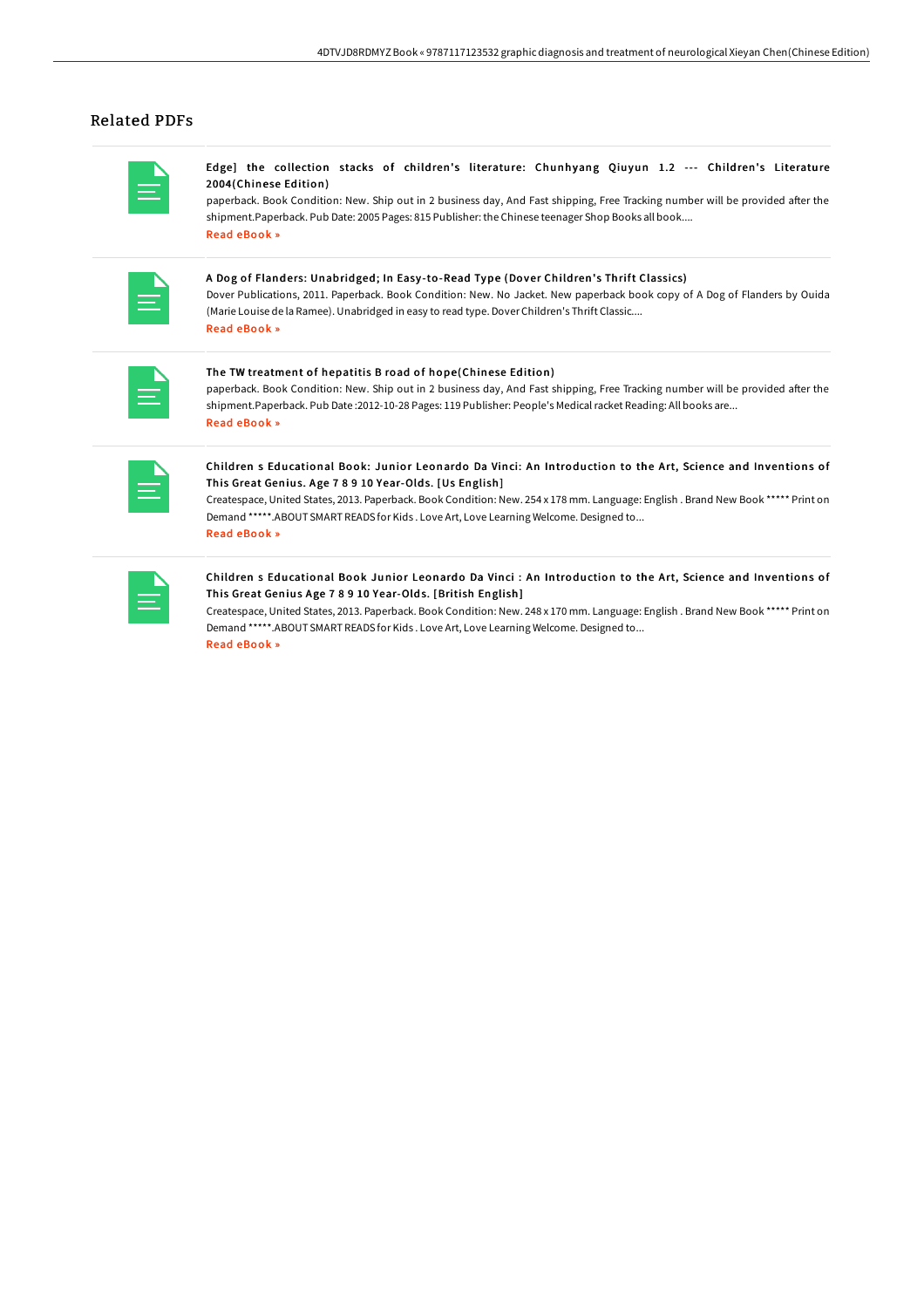## Related PDFs

**Edge] the collection stacks of children's literature: Chunhyang Qiuyun 1.2 --- Children's Literature 2004(Chinese Edition)**

paperback. Book Condition: New. Ship out in 2 business day, And Fast shipping, Free Tracking number will be provided after the shipment.Paperback. Pub Date: 2005 Pages: 815 Publisher: the Chinese teenager Shop Books all book....

Read eBook »

**A Dog of Flanders: Unabridged; In Easy-to-Read Type (Dover Children's Thrift Classics)**

Dover Publications, 2011. Paperback. Book Condition: New. No Jacket. New paperback book copy of A Dog of Flanders by Ouida (Marie Louise de la Ramee). Unabridged in easy to read type. Dover Children's Thrift Classic....

Read eBook »

**The TW treatment of hepatitis B road of hope(Chinese Edition)**

paperback. Book Condition: New. Ship out in 2 business day, And Fast shipping, Free Tracking number will be provided after the shipment.Paperback. Pub Date :2012-10-28 Pages: 119 Publisher: People's Medical racket Reading: All books are...

Read eBook »

**Children s Educational Book: Junior Leonardo Da Vinci: An Introduction to the Art, Science and Inventions of This Great Genius. Age 7 8 9 10 Year-Olds. [Us English]**

Createspace, United States, 2013. Paperback. Book Condition: New. 254 x 178 mm. Language: English . Brand New Book ***** Print on Demand *****.ABOUT SMART READS for Kids . Love Art, Love Learning Welcome. Designed to...

Read eBook »

**Children s Educational Book Junior Leonardo Da Vinci : An Introduction to the Art, Science and Inventions of This Great Genius Age 7 8 9 10 Year-Olds. [British English]**

Createspace, United States, 2013. Paperback. Book Condition: New. 248 x 170 mm. Language: English . Brand New Book ***** Print on Demand *****.ABOUT SMART READS for Kids . Love Art, Love Learning Welcome. Designed to...

Read eBook »